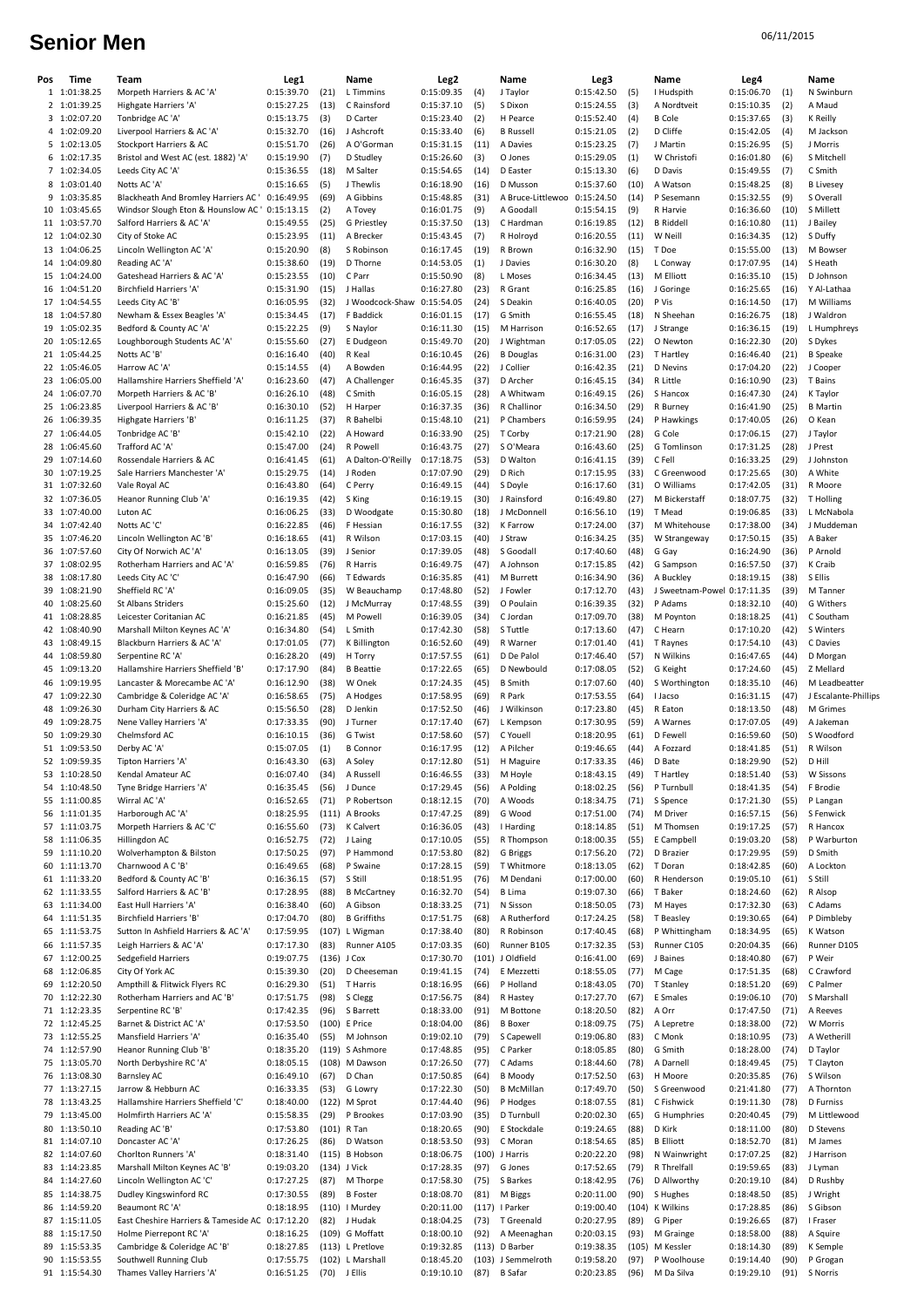# Senior Men

06/11/2015

| Pos | Time | Team | Leg1 | | Name | Leg2 | | Name | Leg3 | | Name | Leg4 | | Name |
|---|---|---|---|---|---|---|---|---|---|---|---|---|---|---|
| 1 | 1:01:38.25 | Morpeth Harriers & AC 'A' | 0:15:39.70 | (21) | L Timmins | 0:15:09.35 | (4) | J Taylor | 0:15:42.50 | (5) | I Hudspith | 0:15:06.70 | (1) | N Swinburn |
| 2 | 1:01:39.25 | Highgate Harriers 'A' | 0:15:27.25 | (13) | C Rainsford | 0:15:37.10 | (5) | S Dixon | 0:15:24.55 | (3) | A Nordtveit | 0:15:10.35 | (2) | A Maud |
| 3 | 1:02:07.20 | Tonbridge AC 'A' | 0:15:13.75 | (3) | D Carter | 0:15:23.40 | (2) | H Pearce | 0:15:52.40 | (4) | B Cole | 0:15:37.65 | (3) | K Reilly |
| 4 | 1:02:09.20 | Liverpool Harriers & AC 'A' | 0:15:32.70 | (16) | J Ashcroft | 0:15:33.40 | (6) | B Russell | 0:15:21.05 | (2) | D Cliffe | 0:15:42.05 | (4) | M Jackson |
| 5 | 1:02:13.05 | Stockport Harriers & AC | 0:15:51.70 | (26) | A O'Gorman | 0:15:31.15 | (11) | A Davies | 0:15:23.25 | (7) | J Martin | 0:15:26.95 | (5) | J Morris |
| 6 | 1:02:17.35 | Bristol and West AC (est. 1882) 'A' | 0:15:19.90 | (7) | D Studley | 0:15:26.60 | (3) | O Jones | 0:15:29.05 | (1) | W Christofi | 0:16:01.80 | (6) | S Mitchell |
| 7 | 1:02:34.05 | Leeds City AC 'A' | 0:15:36.55 | (18) | M Salter | 0:15:54.65 | (14) | D Easter | 0:15:13.30 | (6) | D Davis | 0:15:49.55 | (7) | C Smith |
| 8 | 1:03:01.40 | Notts AC 'A' | 0:15:16.65 | (5) | J Thewlis | 0:16:18.90 | (16) | D Musson | 0:15:37.60 | (10) | A Watson | 0:15:48.25 | (8) | B Livesey |
| 9 | 1:03:35.85 | Blackheath And Bromley Harriers AC ' | 0:16:49.95 | (69) | A Gibbins | 0:15:48.85 | (31) | A Bruce-Littlewoo | 0:15:24.50 | (14) | P Sesemann | 0:15:32.55 | (9) | S Overall |
| 10 | 1:03:45.65 | Windsor Slough Eton & Hounslow AC ' | 0:15:13.15 | (2) | A Tovey | 0:16:01.75 | (9) | A Goodall | 0:15:54.15 | (9) | R Harvie | 0:16:36.60 | (10) | S Millett |
| 11 | 1:03:57.70 | Salford Harriers & AC 'A' | 0:15:49.55 | (25) | G Priestley | 0:15:37.50 | (13) | C Hardman | 0:16:19.85 | (12) | B Riddell | 0:16:10.80 | (11) | J Bailey |
| 12 | 1:04:02.30 | City of Stoke AC | 0:15:23.95 | (11) | A Brecker | 0:15:43.45 | (7) | R Holroyd | 0:16:20.55 | (11) | W Neill | 0:16:34.35 | (12) | S Duffy |
| 13 | 1:04:06.25 | Lincoln Wellington AC 'A' | 0:15:20.90 | (8) | S Robinson | 0:16:17.45 | (19) | R Brown | 0:16:32.90 | (15) | T Doe | 0:15:55.00 | (13) | M Bowser |
| 14 | 1:04:09.80 | Reading AC 'A' | 0:15:38.60 | (19) | D Thorne | 0:14:53.05 | (1) | J Davies | 0:16:30.20 | (8) | L Conway | 0:17:07.95 | (14) | S Heath |
| 15 | 1:04:24.00 | Gateshead Harriers & AC 'A' | 0:15:23.55 | (10) | C Parr | 0:15:50.90 | (8) | L Moses | 0:16:34.45 | (13) | M Elliott | 0:16:35.10 | (15) | D Johnson |
| 16 | 1:04:51.20 | Birchfield Harriers 'A' | 0:15:31.90 | (15) | J Hallas | 0:16:27.80 | (23) | R Grant | 0:16:25.85 | (16) | J Goringe | 0:16:25.65 | (16) | Y Al-Lathaa |
| 17 | 1:04:54.55 | Leeds City AC 'B' | 0:16:05.95 | (32) | J Woodcock-Shaw | 0:15:54.05 | (24) | S Deakin | 0:16:40.05 | (20) | P Vis | 0:16:14.50 | (17) | M Williams |
| 18 | 1:04:57.80 | Newham & Essex Beagles 'A' | 0:15:34.45 | (17) | F Baddick | 0:16:01.15 | (17) | G Smith | 0:16:55.45 | (18) | N Sheehan | 0:16:26.75 | (18) | J Waldron |
| 19 | 1:05:02.35 | Bedford & County AC 'A' | 0:15:22.25 | (9) | S Naylor | 0:16:11.30 | (15) | M Harrison | 0:16:52.65 | (17) | J Strange | 0:16:36.15 | (19) | L Humphreys |
| 20 | 1:05:12.65 | Loughborough Students AC 'A' | 0:15:55.60 | (27) | E Dudgeon | 0:15:49.70 | (20) | J Wightman | 0:17:05.05 | (22) | O Newton | 0:16:22.30 | (20) | S Dykes |
| 21 | 1:05:44.25 | Notts AC 'B' | 0:16:16.40 | (40) | R Keal | 0:16:10.45 | (26) | B Douglas | 0:16:31.00 | (23) | T Hartley | 0:16:46.40 | (21) | B Speake |
| 22 | 1:05:46.05 | Harrow AC 'A' | 0:15:14.55 | (4) | A Bowden | 0:16:44.95 | (22) | J Collier | 0:16:42.35 | (21) | D Nevins | 0:17:04.20 | (22) | J Cooper |
| 23 | 1:06:05.00 | Hallamshire Harriers Sheffield 'A' | 0:16:23.60 | (47) | A Challenger | 0:16:45.35 | (37) | D Archer | 0:16:45.15 | (34) | R Little | 0:16:10.90 | (23) | T Bains |
| 24 | 1:06:07.70 | Morpeth Harriers & AC 'B' | 0:16:26.10 | (48) | C Smith | 0:16:05.15 | (28) | A Whitwam | 0:16:49.15 | (26) | S Hancox | 0:16:47.30 | (24) | K Taylor |
| 25 | 1:06:23.85 | Liverpool Harriers & AC 'B' | 0:16:30.10 | (52) | H Harper | 0:16:37.35 | (36) | R Challinor | 0:16:34.50 | (29) | R Burney | 0:16:41.90 | (25) | B Martin |
| 26 | 1:06:39.35 | Highgate Harriers 'B' | 0:16:11.25 | (37) | R Bahelbi | 0:15:48.10 | (21) | P Chambers | 0:16:59.95 | (24) | P Hawkings | 0:17:40.05 | (26) | O Kean |
| 27 | 1:06:44.05 | Tonbridge AC 'B' | 0:15:42.10 | (22) | A Howard | 0:16:33.90 | (25) | T Corby | 0:17:21.90 | (28) | G Cole | 0:17:06.15 | (27) | J Taylor |
| 28 | 1:06:45.60 | Trafford AC 'A' | 0:15:47.00 | (24) | R Powell | 0:16:43.75 | (27) | S O'Meara | 0:16:43.60 | (25) | G Tomlinson | 0:17:31.25 | (28) | J Prest |
| 29 | 1:07:14.60 | Rossendale Harriers & AC | 0:16:41.45 | (61) | A Dalton-O'Reilly | 0:17:18.75 | (53) | D Walton | 0:16:41.15 | (39) | C Fell | 0:16:33.25 | (29) | J Johnston |
| 30 | 1:07:19.25 | Sale Harriers Manchester 'A' | 0:15:29.75 | (14) | J Roden | 0:17:07.90 | (29) | D Rich | 0:17:15.95 | (33) | C Greenwood | 0:17:25.65 | (30) | A White |
| 31 | 1:07:32.60 | Vale Royal AC | 0:16:43.80 | (64) | C Perry | 0:16:49.15 | (44) | S Doyle | 0:16:17.60 | (31) | O Williams | 0:17:42.05 | (31) | R Moore |
| 32 | 1:07:36.05 | Heanor Running Club 'A' | 0:16:19.35 | (42) | S King | 0:16:19.15 | (30) | J Rainsford | 0:16:49.80 | (27) | M Bickerstaff | 0:18:07.75 | (32) | T Holling |
| 33 | 1:07:40.00 | Luton AC | 0:16:06.25 | (33) | D Woodgate | 0:15:30.80 | (18) | J McDonnell | 0:16:56.10 | (19) | T Mead | 0:19:06.85 | (33) | L McNabola |
| 34 | 1:07:42.40 | Notts AC 'C' | 0:16:22.85 | (46) | F Hessian | 0:16:17.55 | (32) | K Farrow | 0:17:24.00 | (37) | M Whitehouse | 0:17:38.00 | (34) | J Muddeman |
| 35 | 1:07:46.20 | Lincoln Wellington AC 'B' | 0:16:18.65 | (41) | R Wilson | 0:17:03.15 | (40) | J Straw | 0:16:34.25 | (35) | W Strangeway | 0:17:50.15 | (35) | A Baker |
| 36 | 1:07:57.60 | City Of Norwich AC 'A' | 0:16:13.05 | (39) | J Senior | 0:17:39.05 | (48) | S Goodall | 0:17:40.60 | (48) | G Gay | 0:16:24.90 | (36) | P Arnold |
| 37 | 1:08:02.95 | Rotherham Harriers and AC 'A' | 0:16:59.85 | (76) | R Harris | 0:16:49.75 | (47) | A Johnson | 0:17:15.85 | (42) | G Sampson | 0:16:57.50 | (37) | K Craib |
| 38 | 1:08:17.80 | Leeds City AC 'C' | 0:16:47.90 | (66) | T Edwards | 0:16:35.85 | (41) | M Burrett | 0:16:34.90 | (36) | A Buckley | 0:18:19.15 | (38) | S Ellis |
| 39 | 1:08:21.90 | Sheffield RC 'A' | 0:16:09.05 | (35) | W Beauchamp | 0:17:48.80 | (52) | J Fowler | 0:17:12.70 | (43) | J Sweetnam-Powel | 0:17:11.35 | (39) | M Tanner |
| 40 | 1:08:25.60 | St Albans Striders | 0:15:25.60 | (12) | J McMurray | 0:17:48.55 | (39) | O Poulain | 0:16:39.35 | (32) | P Adams | 0:18:32.10 | (40) | G Withers |
| 41 | 1:08:28.85 | Leicester Coritanian AC | 0:16:21.85 | (45) | M Powell | 0:16:39.05 | (34) | C Jordan | 0:17:09.70 | (38) | M Poynton | 0:18:18.25 | (41) | C Southam |
| 42 | 1:08:40.90 | Marshall Milton Keynes AC 'A' | 0:16:34.80 | (54) | L Smith | 0:17:42.30 | (58) | S Tuttle | 0:17:13.60 | (47) | C Hearn | 0:17:10.20 | (42) | S Winters |
| 43 | 1:08:49.15 | Blackburn Harriers & AC 'A' | 0:17:01.05 | (77) | K Billington | 0:16:52.60 | (49) | R Warner | 0:17:01.40 | (41) | T Raynes | 0:17:54.10 | (43) | C Davies |
| 44 | 1:08:59.80 | Serpentine RC 'A' | 0:16:28.20 | (49) | H Torry | 0:17:57.55 | (61) | D De Palol | 0:17:46.40 | (57) | N Wilkins | 0:16:47.65 | (44) | D Morgan |
| 45 | 1:09:13.20 | Hallamshire Harriers Sheffield 'B' | 0:17:17.90 | (84) | B Beattie | 0:17:22.65 | (65) | D Newbould | 0:17:08.05 | (52) | G Keight | 0:17:24.60 | (45) | Z Mellard |
| 46 | 1:09:19.95 | Lancaster & Morecambe AC 'A' | 0:16:12.90 | (38) | W Onek | 0:17:24.35 | (45) | B Smith | 0:17:07.60 | (40) | S Worthington | 0:18:35.10 | (46) | M Leadbeatter |
| 47 | 1:09:22.30 | Cambridge & Coleridge AC 'A' | 0:16:58.65 | (75) | A Hodges | 0:17:58.95 | (69) | R Park | 0:17:53.55 | (64) | I Jacso | 0:16:31.15 | (47) | J Escalante-Phillips |
| 48 | 1:09:26.30 | Durham City Harriers & AC | 0:15:56.50 | (28) | D Jenkin | 0:17:52.50 | (46) | J Wilkinson | 0:17:23.80 | (45) | R Eaton | 0:18:13.50 | (48) | M Grimes |
| 49 | 1:09:28.75 | Nene Valley Harriers 'A' | 0:17:33.35 | (90) | J Turner | 0:17:17.40 | (67) | L Kempson | 0:17:30.95 | (59) | A Warnes | 0:17:07.05 | (49) | A Jakeman |
| 50 | 1:09:29.30 | Chelmsford AC | 0:16:10.15 | (36) | G Twist | 0:17:58.60 | (57) | C Youell | 0:18:20.95 | (61) | D Fewell | 0:16:59.60 | (50) | S Woodford |
| 51 | 1:09:53.50 | Derby AC 'A' | 0:15:07.05 | (1) | B Connor | 0:17:56.95 | (12) | A Pilcher | 0:19:46.65 | (44) | A Fozzard | 0:18:41.85 | (51) | R Wilson |
| 52 | 1:09:59.35 | Tipton Harriers 'A' | 0:16:43.30 | (63) | A Soley | 0:17:12.80 | (51) | H Maguire | 0:17:33.35 | (46) | D Bate | 0:18:29.90 | (52) | D Hill |
| 53 | 1:10:28.50 | Kendal Amateur AC | 0:16:07.40 | (34) | A Russell | 0:16:46.55 | (33) | M Hoyle | 0:18:43.15 | (49) | T Hartley | 0:18:51.40 | (53) | W Sissons |
| 54 | 1:10:48.50 | Tyne Bridge Harriers 'A' | 0:16:35.45 | (56) | J Dunce | 0:17:29.45 | (56) | A Polding | 0:18:02.25 | (56) | P Turnbull | 0:18:41.35 | (54) | F Brodie |
| 55 | 1:11:00.85 | Wirral AC 'A' | 0:16:52.65 | (71) | P Robertson | 0:18:12.15 | (70) | A Woods | 0:18:34.75 | (71) | S Spence | 0:17:21.30 | (55) | P Langan |
| 56 | 1:11:01.35 | Harborough AC 'A' | 0:18:25.95 | (111) | A Brooks | 0:17:47.25 | (89) | G Wood | 0:17:51.00 | (74) | M Driver | 0:16:57.15 | (56) | S Fenwick |
| 57 | 1:11:03.75 | Morpeth Harriers & AC 'C' | 0:16:55.60 | (73) | K Calvert | 0:16:36.05 | (43) | I Harding | 0:18:14.85 | (51) | M Thomsen | 0:19:17.25 | (57) | R Hancox |
| 58 | 1:11:06.35 | Hillingdon AC | 0:16:52.75 | (72) | J Laing | 0:17:10.05 | (55) | R Thompson | 0:18:00.35 | (55) | E Campbell | 0:19:03.20 | (58) | P Warburton |
| 59 | 1:11:10.20 | Wolverhampton & Bilston | 0:17:50.25 | (97) | P Hammond | 0:17:53.80 | (82) | G Briggs | 0:17:56.20 | (72) | D Brazier | 0:17:29.95 | (59) | D Smith |
| 60 | 1:11:13.70 | Charnwood A C 'B' | 0:16:49.65 | (68) | P Swaine | 0:17:28.15 | (59) | T Whitmore | 0:18:13.05 | (62) | T Doran | 0:18:42.85 | (60) | A Lockton |
| 61 | 1:11:33.20 | Bedford & County AC 'B' | 0:16:36.15 | (57) | S Still | 0:18:51.95 | (76) | M Dendani | 0:17:00.00 | (60) | R Henderson | 0:19:05.10 | (61) | S Still |
| 62 | 1:11:33.55 | Salford Harriers & AC 'B' | 0:17:28.95 | (88) | B McCartney | 0:16:32.70 | (54) | B Lima | 0:19:07.30 | (66) | T Baker | 0:18:24.60 | (62) | R Alsop |
| 63 | 1:11:34.00 | East Hull Harriers 'A' | 0:16:38.40 | (60) | A Gibson | 0:18:33.25 | (71) | N Sisson | 0:18:50.05 | (73) | M Hayes | 0:17:32.30 | (63) | C Adams |
| 64 | 1:11:51.35 | Birchfield Harriers 'B' | 0:17:04.70 | (80) | B Griffiths | 0:17:51.75 | (68) | A Rutherford | 0:17:24.25 | (58) | T Beasley | 0:19:30.65 | (64) | P Dimbleby |
| 65 | 1:11:53.75 | Sutton In Ashfield Harriers & AC 'A' | 0:17:59.95 | (107) | L Wigman | 0:17:38.40 | (80) | R Robinson | 0:17:40.45 | (68) | P Whittingham | 0:18:34.95 | (65) | K Watson |
| 66 | 1:11:57.35 | Leigh Harriers & AC 'A' | 0:17:17.30 | (83) | Runner A105 | 0:17:03.35 | (60) | Runner B105 | 0:17:32.35 | (53) | Runner C105 | 0:20:04.35 | (66) | Runner D105 |
| 67 | 1:12:00.25 | Sedgefield Harriers | 0:19:07.75 | (136) | J Cox | 0:17:30.70 | (101) | J Oldfield | 0:16:41.00 | (69) | J Baines | 0:18:40.80 | (67) | P Weir |
| 68 | 1:12:06.85 | City Of York AC | 0:15:39.30 | (20) | D Cheeseman | 0:19:41.15 | (74) | E Mezzetti | 0:18:55.05 | (77) | M Cage | 0:17:51.35 | (68) | C Crawford |
| 69 | 1:12:20.50 | Ampthill & Flitwick Flyers RC | 0:16:29.30 | (51) | T Harris | 0:18:16.95 | (66) | P Holland | 0:18:43.05 | (70) | T Stanley | 0:18:51.20 | (69) | C Palmer |
| 70 | 1:12:22.30 | Rotherham Harriers and AC 'B' | 0:17:51.75 | (98) | S Clegg | 0:17:56.75 | (84) | R Hastey | 0:17:27.70 | (67) | E Smales | 0:19:06.10 | (70) | S Marshall |
| 71 | 1:12:23.35 | Serpentine RC 'B' | 0:17:42.35 | (96) | S Barrett | 0:18:33.00 | (91) | M Bottone | 0:18:20.50 | (82) | A Orr | 0:17:47.50 | (71) | A Reeves |
| 72 | 1:12:45.25 | Barnet & District AC 'A' | 0:17:53.50 | (100) | E Price | 0:18:04.00 | (86) | B Boxer | 0:18:09.75 | (75) | A Lepretre | 0:18:38.00 | (72) | W Morris |
| 73 | 1:12:55.25 | Mansfield Harriers 'A' | 0:16:35.40 | (55) | M Johnson | 0:19:02.10 | (79) | S Capewell | 0:19:06.80 | (83) | C Monk | 0:18:10.95 | (73) | A Wetherill |
| 74 | 1:12:57.90 | Heanor Running Club 'B' | 0:18:35.20 | (119) | S Ashmore | 0:17:48.85 | (95) | C Parker | 0:18:05.85 | (80) | G Smith | 0:18:28.00 | (74) | D Taylor |
| 75 | 1:13:05.70 | North Derbyshire RC 'A' | 0:18:05.15 | (108) | M Dawson | 0:17:26.50 | (77) | C Adams | 0:18:44.60 | (78) | A Darnell | 0:18:49.45 | (75) | T Clayton |
| 76 | 1:13:08.30 | Barnsley AC | 0:16:49.10 | (67) | D Chan | 0:17:50.85 | (64) | B Moody | 0:17:52.50 | (63) | H Moore | 0:20:35.85 | (76) | S Wilson |
| 77 | 1:13:27.15 | Jarrow & Hebburn AC | 0:16:33.35 | (53) | G Lowry | 0:17:22.30 | (50) | B McMillan | 0:17:49.70 | (50) | S Greenwood | 0:21:41.80 | (77) | A Thornton |
| 78 | 1:13:43.25 | Hallamshire Harriers Sheffield 'C' | 0:18:40.00 | (122) | M Sprot | 0:17:44.40 | (96) | P Hodges | 0:18:07.55 | (81) | C Fishwick | 0:19:11.30 | (78) | D Furniss |
| 79 | 1:13:45.00 | Holmfirth Harriers AC 'A' | 0:15:58.35 | (29) | P Brookes | 0:17:03.90 | (35) | D Turnbull | 0:20:02.30 | (65) | G Humphries | 0:20:40.45 | (79) | M Littlewood |
| 80 | 1:13:50.10 | Reading AC 'B' | 0:17:53.80 | (101) | R Tan | 0:18:20.65 | (90) | E Stockdale | 0:19:24.65 | (88) | D Kirk | 0:18:11.00 | (80) | D Stevens |
| 81 | 1:14:07.10 | Doncaster AC 'A' | 0:17:26.25 | (86) | D Watson | 0:18:53.50 | (93) | C Moran | 0:18:54.65 | (85) | B Elliott | 0:18:52.70 | (81) | M James |
| 82 | 1:14:07.60 | Chorlton Runners 'A' | 0:18:31.40 | (115) | B Hobson | 0:18:06.75 | (100) | J Harris | 0:20:22.20 | (98) | N Wainwright | 0:17:07.25 | (82) | J Harrison |
| 83 | 1:14:23.85 | Marshall Milton Keynes AC 'B' | 0:19:03.20 | (134) | J Vick | 0:17:28.35 | (97) | G Jones | 0:17:52.65 | (79) | R Threlfall | 0:19:59.65 | (83) | J Lyman |
| 84 | 1:14:27.60 | Lincoln Wellington AC 'C' | 0:17:27.25 | (87) | M Thorpe | 0:17:58.30 | (75) | S Barkes | 0:18:42.95 | (76) | D Allworthy | 0:20:19.10 | (84) | D Rushby |
| 85 | 1:14:38.75 | Dudley Kingswinford RC | 0:17:30.55 | (89) | B Foster | 0:18:08.70 | (81) | M Biggs | 0:20:11.00 | (90) | S Hughes | 0:18:48.50 | (85) | J Wright |
| 86 | 1:14:59.20 | Beaumont RC 'A' | 0:18:18.95 | (110) | I Murdey | 0:20:11.00 | (117) | I Parker | 0:19:00.40 | (104) | K Wilkins | 0:17:28.85 | (86) | S Gibson |
| 87 | 1:15:11.05 | East Cheshire Harriers & Tameside AC | 0:17:12.20 | (82) | J Hudak | 0:18:04.25 | (73) | T Greenald | 0:20:27.95 | (89) | G Piper | 0:19:26.65 | (87) | I Fraser |
| 88 | 1:15:17.50 | Holme Pierrepont RC 'A' | 0:18:16.25 | (109) | G Moffatt | 0:18:00.10 | (92) | A Meenaghan | 0:20:03.15 | (93) | M Grainge | 0:18:58.00 | (88) | A Squire |
| 89 | 1:15:53.35 | Cambridge & Coleridge AC 'B' | 0:18:27.85 | (113) | L Pretlove | 0:19:32.85 | (113) | D Barber | 0:19:38.35 | (105) | M Kessler | 0:18:14.30 | (89) | K Semple |
| 90 | 1:15:53.55 | Southwell Running Club | 0:17:55.75 | (102) | L Marshall | 0:18:45.20 | (103) | J Semmelroth | 0:19:58.20 | (97) | P Woolhouse | 0:19:14.40 | (90) | P Grogan |
| 91 | 1:15:54.30 | Thames Valley Harriers 'A' | 0:16:51.25 | (70) | J Ellis | 0:19:10.10 | (87) | B Safar | 0:20:23.85 | (96) | M Da Silva | 0:19:29.10 | (91) | S Norris |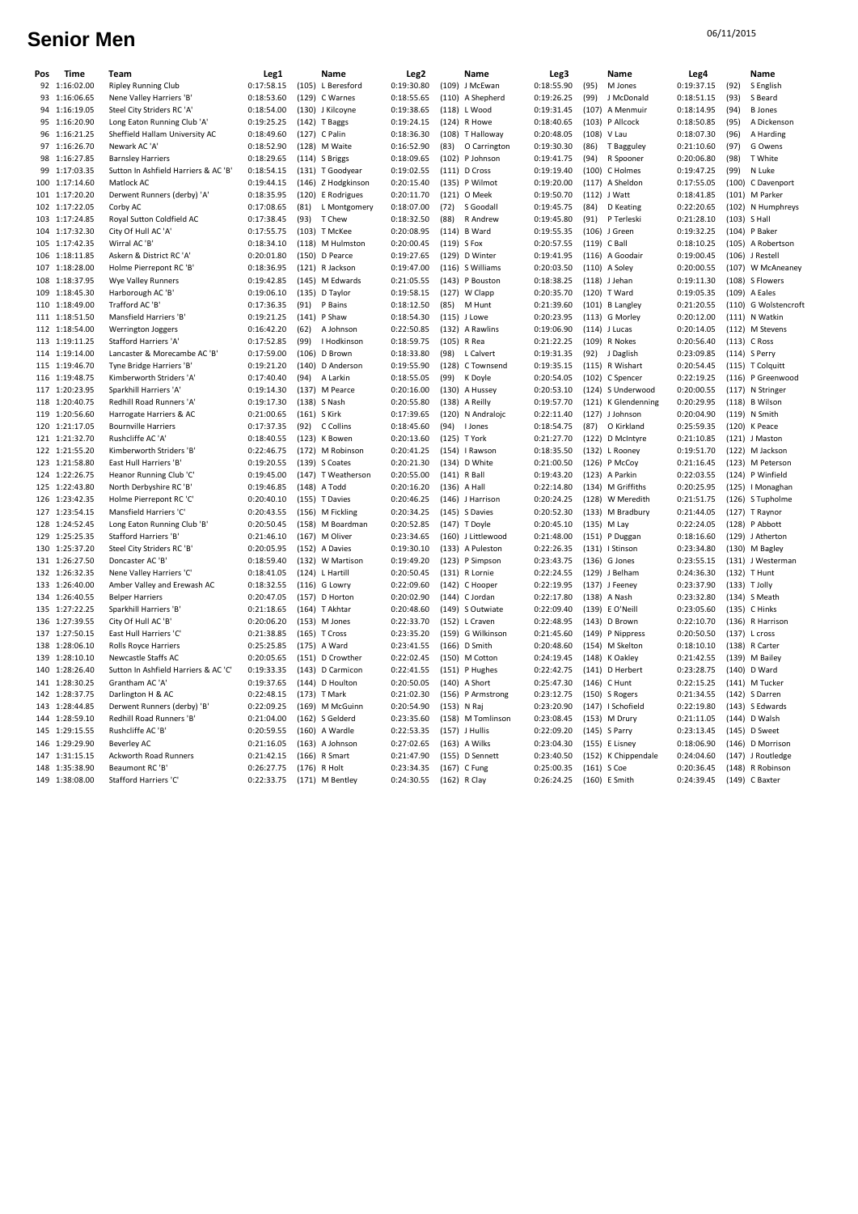# Senior Men

06/11/2015

| Pos | Time | Team | Leg1 | | Name | Leg2 | | Name | Leg3 | | Name | Leg4 | | Name |
|---|---|---|---|---|---|---|---|---|---|---|---|---|---|---|
| 92 | 1:16:02.00 | Ripley Running Club | 0:17:58.15 | (105) | L Beresford | 0:19:30.80 | (109) | J McEwan | 0:18:55.90 | (95) | M Jones | 0:19:37.15 | (92) | S English |
| 93 | 1:16:06.65 | Nene Valley Harriers 'B' | 0:18:53.60 | (129) | C Warnes | 0:18:55.65 | (110) | A Shepherd | 0:19:26.25 | (99) | J McDonald | 0:18:51.15 | (93) | S Beard |
| 94 | 1:16:19.05 | Steel City Striders RC 'A' | 0:18:54.00 | (130) | J Kilcoyne | 0:19:38.65 | (118) | L Wood | 0:19:31.45 | (107) | A Menmuir | 0:18:14.95 | (94) | B Jones |
| 95 | 1:16:20.90 | Long Eaton Running Club 'A' | 0:19:25.25 | (142) | T Baggs | 0:19:24.15 | (124) | R Howe | 0:18:40.65 | (103) | P Allcock | 0:18:50.85 | (95) | A Dickenson |
| 96 | 1:16:21.25 | Sheffield Hallam University AC | 0:18:49.60 | (127) | C Palin | 0:18:36.30 | (108) | T Halloway | 0:20:48.05 | (108) | V Lau | 0:18:07.30 | (96) | A Harding |
| 97 | 1:16:26.70 | Newark AC 'A' | 0:18:52.90 | (128) | M Waite | 0:16:52.90 | (83) | O Carrington | 0:19:30.30 | (86) | T Bagguley | 0:21:10.60 | (97) | G Owens |
| 98 | 1:16:27.85 | Barnsley Harriers | 0:18:29.65 | (114) | S Briggs | 0:18:09.65 | (102) | P Johnson | 0:19:41.75 | (94) | R Spooner | 0:20:06.80 | (98) | T White |
| 99 | 1:17:03.35 | Sutton In Ashfield Harriers & AC 'B' | 0:18:54.15 | (131) | T Goodyear | 0:19:02.55 | (111) | D Cross | 0:19:19.40 | (100) | C Holmes | 0:19:47.25 | (99) | N Luke |
| 100 | 1:17:14.60 | Matlock AC | 0:19:44.15 | (146) | Z Hodgkinson | 0:20:15.40 | (135) | P Wilmot | 0:19:20.00 | (117) | A Sheldon | 0:17:55.05 | (100) | C Davenport |
| 101 | 1:17:20.20 | Derwent Runners (derby) 'A' | 0:18:35.95 | (120) | E Rodrigues | 0:20:11.70 | (121) | O Meek | 0:19:50.70 | (112) | J Watt | 0:18:41.85 | (101) | M Parker |
| 102 | 1:17:22.05 | Corby AC | 0:17:08.65 | (81) | L Montgomery | 0:18:07.00 | (72) | S Goodall | 0:19:45.75 | (84) | D Keating | 0:22:20.65 | (102) | N Humphreys |
| 103 | 1:17:24.85 | Royal Sutton Coldfield AC | 0:17:38.45 | (93) | T Chew | 0:18:32.50 | (88) | R Andrew | 0:19:45.80 | (91) | P Terleski | 0:21:28.10 | (103) | S Hall |
| 104 | 1:17:32.30 | City Of Hull AC 'A' | 0:17:55.75 | (103) | T McKee | 0:20:08.95 | (114) | B Ward | 0:19:55.35 | (106) | J Green | 0:19:32.25 | (104) | P Baker |
| 105 | 1:17:42.35 | Wirral AC 'B' | 0:18:34.10 | (118) | M Hulmston | 0:20:00.45 | (119) | S Fox | 0:20:57.55 | (119) | C Ball | 0:18:10.25 | (105) | A Robertson |
| 106 | 1:18:11.85 | Askern & District RC 'A' | 0:20:01.80 | (150) | D Pearce | 0:19:27.65 | (129) | D Winter | 0:19:41.95 | (116) | A Goodair | 0:19:00.45 | (106) | J Restell |
| 107 | 1:18:28.00 | Holme Pierrepont RC 'B' | 0:18:36.95 | (121) | R Jackson | 0:19:47.00 | (116) | S Williams | 0:20:03.50 | (110) | A Soley | 0:20:00.55 | (107) | W McAneaney |
| 108 | 1:18:37.95 | Wye Valley Runners | 0:19:42.85 | (145) | M Edwards | 0:21:05.55 | (143) | P Bouston | 0:18:38.25 | (118) | J Jehan | 0:19:11.30 | (108) | S Flowers |
| 109 | 1:18:45.30 | Harborough AC 'B' | 0:19:06.10 | (135) | D Taylor | 0:19:58.15 | (127) | W Clapp | 0:20:35.70 | (120) | T Ward | 0:19:05.35 | (109) | A Eales |
| 110 | 1:18:49.00 | Trafford AC 'B' | 0:17:36.35 | (91) | P Bains | 0:18:12.50 | (85) | M Hunt | 0:21:39.60 | (101) | B Langley | 0:21:20.55 | (110) | G Wolstencroft |
| 111 | 1:18:51.50 | Mansfield Harriers 'B' | 0:19:21.25 | (141) | P Shaw | 0:18:54.30 | (115) | J Lowe | 0:20:23.95 | (113) | G Morley | 0:20:12.00 | (111) | N Watkin |
| 112 | 1:18:54.00 | Werrington Joggers | 0:16:42.20 | (62) | A Johnson | 0:22:50.85 | (132) | A Rawlins | 0:19:06.90 | (114) | J Lucas | 0:20:14.05 | (112) | M Stevens |
| 113 | 1:19:11.25 | Stafford Harriers 'A' | 0:17:52.85 | (99) | I Hodkinson | 0:18:59.75 | (105) | R Rea | 0:21:22.25 | (109) | R Nokes | 0:20:56.40 | (113) | C Ross |
| 114 | 1:19:14.00 | Lancaster & Morecambe AC 'B' | 0:17:59.00 | (106) | D Brown | 0:18:33.80 | (98) | L Calvert | 0:19:31.35 | (92) | J Daglish | 0:23:09.85 | (114) | S Perry |
| 115 | 1:19:46.70 | Tyne Bridge Harriers 'B' | 0:19:21.20 | (140) | D Anderson | 0:19:55.90 | (128) | C Townsend | 0:19:35.15 | (115) | R Wishart | 0:20:54.45 | (115) | T Colquitt |
| 116 | 1:19:48.75 | Kimberworth Striders 'A' | 0:17:40.40 | (94) | A Larkin | 0:18:55.05 | (99) | K Doyle | 0:20:54.05 | (102) | C Spencer | 0:22:19.25 | (116) | P Greenwood |
| 117 | 1:20:23.95 | Sparkhill Harriers 'A' | 0:19:14.30 | (137) | M Pearce | 0:20:16.00 | (130) | A Hussey | 0:20:53.10 | (124) | S Underwood | 0:20:00.55 | (117) | N Stringer |
| 118 | 1:20:40.75 | Redhill Road Runners 'A' | 0:19:17.30 | (138) | S Nash | 0:20:55.80 | (138) | A Reilly | 0:19:57.70 | (121) | K Glendenning | 0:20:29.95 | (118) | B Wilson |
| 119 | 1:20:56.60 | Harrogate Harriers & AC | 0:21:00.65 | (161) | S Kirk | 0:17:39.65 | (120) | N Andralojc | 0:22:11.40 | (127) | J Johnson | 0:20:04.90 | (119) | N Smith |
| 120 | 1:21:17.05 | Bournville Harriers | 0:17:37.35 | (92) | C Collins | 0:18:45.60 | (94) | I Jones | 0:18:54.75 | (87) | O Kirkland | 0:25:59.35 | (120) | K Peace |
| 121 | 1:21:32.70 | Rushcliffe AC 'A' | 0:18:40.55 | (123) | K Bowen | 0:20:13.60 | (125) | T York | 0:21:27.70 | (122) | D McIntyre | 0:21:10.85 | (121) | J Maston |
| 122 | 1:21:55.20 | Kimberworth Striders 'B' | 0:22:46.75 | (172) | M Robinson | 0:20:41.25 | (154) | I Rawson | 0:18:35.50 | (132) | L Rooney | 0:19:51.70 | (122) | M Jackson |
| 123 | 1:21:58.80 | East Hull Harriers 'B' | 0:19:20.55 | (139) | S Coates | 0:20:21.30 | (134) | D White | 0:21:00.50 | (126) | P McCoy | 0:21:16.45 | (123) | M Peterson |
| 124 | 1:22:26.75 | Heanor Running Club 'C' | 0:19:45.00 | (147) | T Weatherson | 0:20:55.00 | (141) | R Ball | 0:19:43.20 | (123) | A Parkin | 0:22:03.55 | (124) | P Winfield |
| 125 | 1:22:43.80 | North Derbyshire RC 'B' | 0:19:46.85 | (148) | A Todd | 0:20:16.20 | (136) | A Hall | 0:22:14.80 | (134) | M Griffiths | 0:20:25.95 | (125) | I Monaghan |
| 126 | 1:23:42.35 | Holme Pierrepont RC 'C' | 0:20:40.10 | (155) | T Davies | 0:20:46.25 | (146) | J Harrison | 0:20:24.25 | (128) | W Meredith | 0:21:51.75 | (126) | S Tupholme |
| 127 | 1:23:54.15 | Mansfield Harriers 'C' | 0:20:43.55 | (156) | M Fickling | 0:20:34.25 | (145) | S Davies | 0:20:52.30 | (133) | M Bradbury | 0:21:44.05 | (127) | T Raynor |
| 128 | 1:24:52.45 | Long Eaton Running Club 'B' | 0:20:50.45 | (158) | M Boardman | 0:20:52.85 | (147) | T Doyle | 0:20:45.10 | (135) | M Lay | 0:22:24.05 | (128) | P Abbott |
| 129 | 1:25:25.35 | Stafford Harriers 'B' | 0:21:46.10 | (167) | M Oliver | 0:23:34.65 | (160) | J Littlewood | 0:21:48.00 | (151) | P Duggan | 0:18:16.60 | (129) | J Atherton |
| 130 | 1:25:37.20 | Steel City Striders RC 'B' | 0:20:05.95 | (152) | A Davies | 0:19:30.10 | (133) | A Puleston | 0:22:26.35 | (131) | I Stinson | 0:23:34.80 | (130) | M Bagley |
| 131 | 1:26:27.50 | Doncaster AC 'B' | 0:18:59.40 | (132) | W Martison | 0:19:49.20 | (123) | P Simpson | 0:23:43.75 | (136) | G Jones | 0:23:55.15 | (131) | J Westerman |
| 132 | 1:26:32.35 | Nene Valley Harriers 'C' | 0:18:41.05 | (124) | L Hartill | 0:20:50.45 | (131) | R Lornie | 0:22:24.55 | (129) | J Belham | 0:24:36.30 | (132) | T Hunt |
| 133 | 1:26:40.00 | Amber Valley and Erewash AC | 0:18:32.55 | (116) | G Lowry | 0:22:09.60 | (142) | C Hooper | 0:22:19.95 | (137) | J Feeney | 0:23:37.90 | (133) | T Jolly |
| 134 | 1:26:40.55 | Belper Harriers | 0:20:47.05 | (157) | D Horton | 0:20:02.90 | (144) | C Jordan | 0:22:17.80 | (138) | A Nash | 0:23:32.80 | (134) | S Meath |
| 135 | 1:27:22.25 | Sparkhill Harriers 'B' | 0:21:18.65 | (164) | T Akhtar | 0:20:48.60 | (149) | S Outwiate | 0:22:09.40 | (139) | E O'Neill | 0:23:05.60 | (135) | C Hinks |
| 136 | 1:27:39.55 | City Of Hull AC 'B' | 0:20:06.20 | (153) | M Jones | 0:22:33.70 | (152) | L Craven | 0:22:48.95 | (143) | D Brown | 0:22:10.70 | (136) | R Harrison |
| 137 | 1:27:50.15 | East Hull Harriers 'C' | 0:21:38.85 | (165) | T Cross | 0:23:35.20 | (159) | G Wilkinson | 0:21:45.60 | (149) | P Nippress | 0:20:50.50 | (137) | L cross |
| 138 | 1:28:06.10 | Rolls Royce Harriers | 0:25:25.85 | (175) | A Ward | 0:23:41.55 | (166) | D Smith | 0:20:48.60 | (154) | M Skelton | 0:18:10.10 | (138) | R Carter |
| 139 | 1:28:10.10 | Newcastle Staffs AC | 0:20:05.65 | (151) | D Crowther | 0:22:02.45 | (150) | M Cotton | 0:24:19.45 | (148) | K Oakley | 0:21:42.55 | (139) | M Bailey |
| 140 | 1:28:26.40 | Sutton In Ashfield Harriers & AC 'C' | 0:19:33.35 | (143) | D Carmicon | 0:22:41.55 | (151) | P Hughes | 0:22:42.75 | (141) | D Herbert | 0:23:28.75 | (140) | D Ward |
| 141 | 1:28:30.25 | Grantham AC 'A' | 0:19:37.65 | (144) | D Houlton | 0:20:50.05 | (140) | A Short | 0:25:47.30 | (146) | C Hunt | 0:22:15.25 | (141) | M Tucker |
| 142 | 1:28:37.75 | Darlington H & AC | 0:22:48.15 | (173) | T Mark | 0:21:02.30 | (156) | P Armstrong | 0:23:12.75 | (150) | S Rogers | 0:21:34.55 | (142) | S Darren |
| 143 | 1:28:44.85 | Derwent Runners (derby) 'B' | 0:22:09.25 | (169) | M McGuinn | 0:20:54.90 | (153) | N Raj | 0:23:20.90 | (147) | I Schofield | 0:22:19.80 | (143) | S Edwards |
| 144 | 1:28:59.10 | Redhill Road Runners 'B' | 0:21:04.00 | (162) | S Gelderd | 0:23:35.60 | (158) | M Tomlinson | 0:23:08.45 | (153) | M Drury | 0:21:11.05 | (144) | D Walsh |
| 145 | 1:29:15.55 | Rushcliffe AC 'B' | 0:20:59.55 | (160) | A Wardle | 0:22:53.35 | (157) | J Hullis | 0:22:09.20 | (145) | S Parry | 0:23:13.45 | (145) | D Sweet |
| 146 | 1:29:29.90 | Beverley AC | 0:21:16.05 | (163) | A Johnson | 0:27:02.65 | (163) | A Wilks | 0:23:04.30 | (155) | E Lisney | 0:18:06.90 | (146) | D Morrison |
| 147 | 1:31:15.15 | Ackworth Road Runners | 0:21:42.15 | (166) | R Smart | 0:21:47.90 | (155) | D Sennett | 0:23:40.50 | (152) | K Chippendale | 0:24:04.60 | (147) | J Routledge |
| 148 | 1:35:38.90 | Beaumont RC 'B' | 0:26:27.75 | (176) | R Holt | 0:23:34.35 | (167) | C Fung | 0:25:00.35 | (161) | S Coe | 0:20:36.45 | (148) | R Robinson |
| 149 | 1:38:08.00 | Stafford Harriers 'C' | 0:22:33.75 | (171) | M Bentley | 0:24:30.55 | (162) | R Clay | 0:26:24.25 | (160) | E Smith | 0:24:39.45 | (149) | C Baxter |